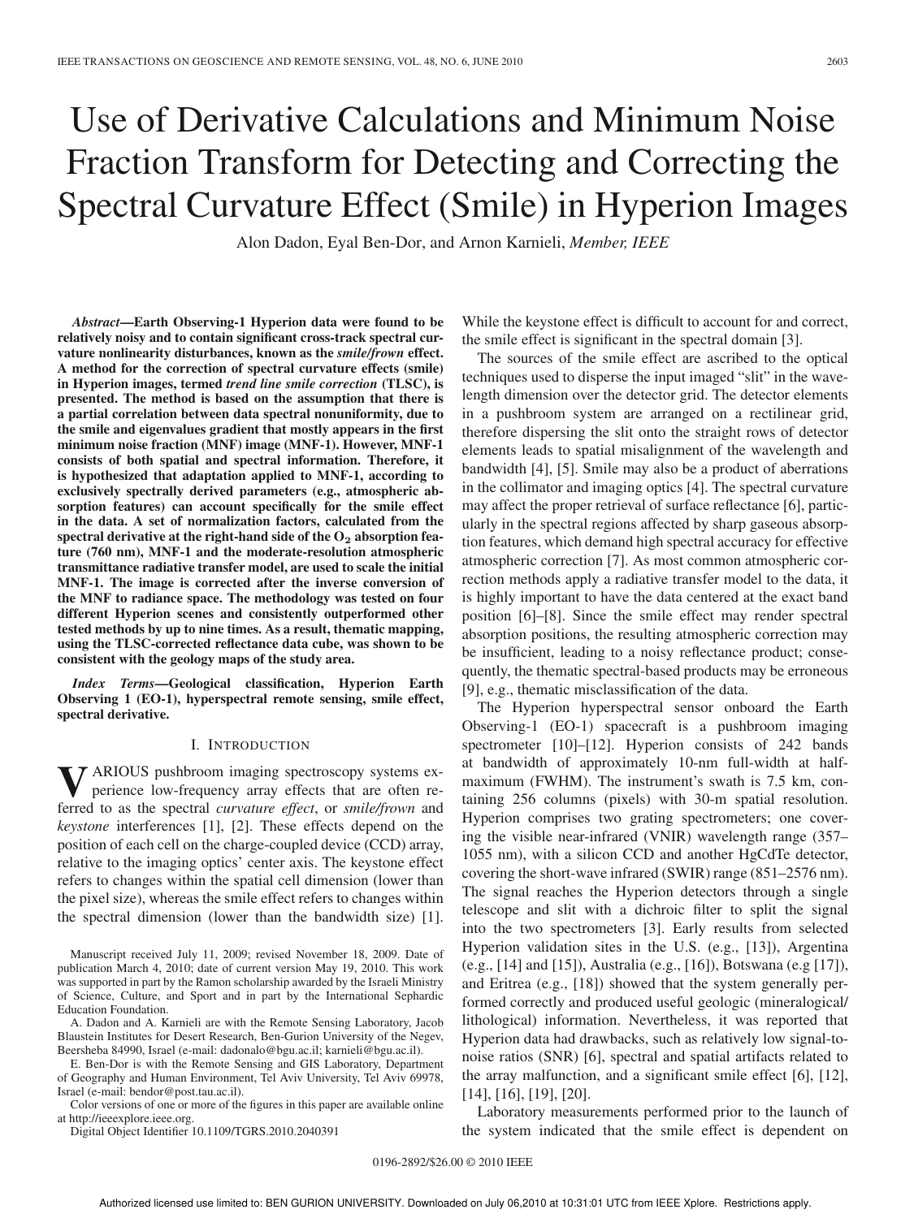# Use of Derivative Calculations and Minimum Noise Fraction Transform for Detecting and Correcting the Spectral Curvature Effect (Smile) in Hyperion Images

Alon Dadon, Eyal Ben-Dor, and Arnon Karnieli, *Member, IEEE*

***Abstract*—Earth Observing-1 Hyperion data were found to be relatively noisy and to contain significant cross-track spectral curvature nonlinearity disturbances, known as the *smile/frown* effect. A method for the correction of spectral curvature effects (smile) in Hyperion images, termed *trend line smile correction* (TLSC), is presented. The method is based on the assumption that there is a partial correlation between data spectral nonuniformity, due to the smile and eigenvalues gradient that mostly appears in the first minimum noise fraction (MNF) image (MNF-1). However, MNF-1 consists of both spatial and spectral information. Therefore, it is hypothesized that adaptation applied to MNF-1, according to exclusively spectrally derived parameters (e.g., atmospheric absorption features) can account specifically for the smile effect in the data. A set of normalization factors, calculated from the spectral derivative at the right-hand side of the $O_2$ absorption feature (760 nm), MNF-1 and the moderate-resolution atmospheric transmittance radiative transfer model, are used to scale the initial MNF-1. The image is corrected after the inverse conversion of the MNF to radiance space. The methodology was tested on four different Hyperion scenes and consistently outperformed other tested methods by up to nine times. As a result, thematic mapping, using the TLSC-corrected reflectance data cube, was shown to be consistent with the geology maps of the study area.**

***Index Terms*—Geological classification, Hyperion Earth Observing 1 (EO-1), hyperspectral remote sensing, smile effect, spectral derivative.**

## I. Introduction

Various pushbroom imaging spectroscopy systems experience low-frequency array effects that are often referred to as the spectral *curvature effect*, or *smile/frown* and *keystone* interferences [1], [2]. These effects depend on the position of each cell on the charge-coupled device (CCD) array, relative to the imaging optics' center axis. The keystone effect refers to changes within the spatial cell dimension (lower than the pixel size), whereas the smile effect refers to changes within the spectral dimension (lower than the bandwidth size) [1]. While the keystone effect is difficult to account for and correct, the smile effect is significant in the spectral domain [3].

The sources of the smile effect are ascribed to the optical techniques used to disperse the input imaged "slit" in the wavelength dimension over the detector grid. The detector elements in a pushbroom system are arranged on a rectilinear grid, therefore dispersing the slit onto the straight rows of detector elements leads to spatial misalignment of the wavelength and bandwidth [4], [5]. Smile may also be a product of aberrations in the collimator and imaging optics [4]. The spectral curvature may affect the proper retrieval of surface reflectance [6], particularly in the spectral regions affected by sharp gaseous absorption features, which demand high spectral accuracy for effective atmospheric correction [7]. As most common atmospheric correction methods apply a radiative transfer model to the data, it is highly important to have the data centered at the exact band position [6]–[8]. Since the smile effect may render spectral absorption positions, the resulting atmospheric correction may be insufficient, leading to a noisy reflectance product; consequently, the thematic spectral-based products may be erroneous [9], e.g., thematic misclassification of the data.

The Hyperion hyperspectral sensor onboard the Earth Observing-1 (EO-1) spacecraft is a pushbroom imaging spectrometer [10]–[12]. Hyperion consists of 242 bands at bandwidth of approximately 10-nm full-width at half-maximum (FWHM). The instrument's swath is 7.5 km, containing 256 columns (pixels) with 30-m spatial resolution. Hyperion comprises two grating spectrometers; one covering the visible near-infrared (VNIR) wavelength range (357–1055 nm), with a silicon CCD and another HgCdTe detector, covering the short-wave infrared (SWIR) range (851–2576 nm). The signal reaches the Hyperion detectors through a single telescope and slit with a dichroic filter to split the signal into the two spectrometers [3]. Early results from selected Hyperion validation sites in the U.S. (e.g., [13]), Argentina (e.g., [14] and [15]), Australia (e.g., [16]), Botswana (e.g [17]), and Eritrea (e.g., [18]) showed that the system generally performed correctly and produced useful geologic (mineralogical/lithological) information. Nevertheless, it was reported that Hyperion data had drawbacks, such as relatively low signal-to-noise ratios (SNR) [6], spectral and spatial artifacts related to the array malfunction, and a significant smile effect [6], [12], [14], [16], [19], [20].

Laboratory measurements performed prior to the launch of the system indicated that the smile effect is dependent on

---

Manuscript received July 11, 2009; revised November 18, 2009. Date of publication March 4, 2010; date of current version May 19, 2010. This work was supported in part by the Ramon scholarship awarded by the Israeli Ministry of Science, Culture, and Sport and in part by the International Sephardic Education Foundation.

A. Dadon and A. Karnieli are with the Remote Sensing Laboratory, Jacob Blaustein Institutes for Desert Research, Ben-Gurion University of the Negev, Beersheba 84990, Israel (e-mail: dadonalo@bgu.ac.il; karnieli@bgu.ac.il).

E. Ben-Dor is with the Remote Sensing and GIS Laboratory, Department of Geography and Human Environment, Tel Aviv University, Tel Aviv 69978, Israel (e-mail: bendor@post.tau.ac.il).

Color versions of one or more of the figures in this paper are available online at http://ieeexplore.ieee.org.

Digital Object Identifier 10.1109/TGRS.2010.2040391

0196-2892/$26.00 © 2010 IEEE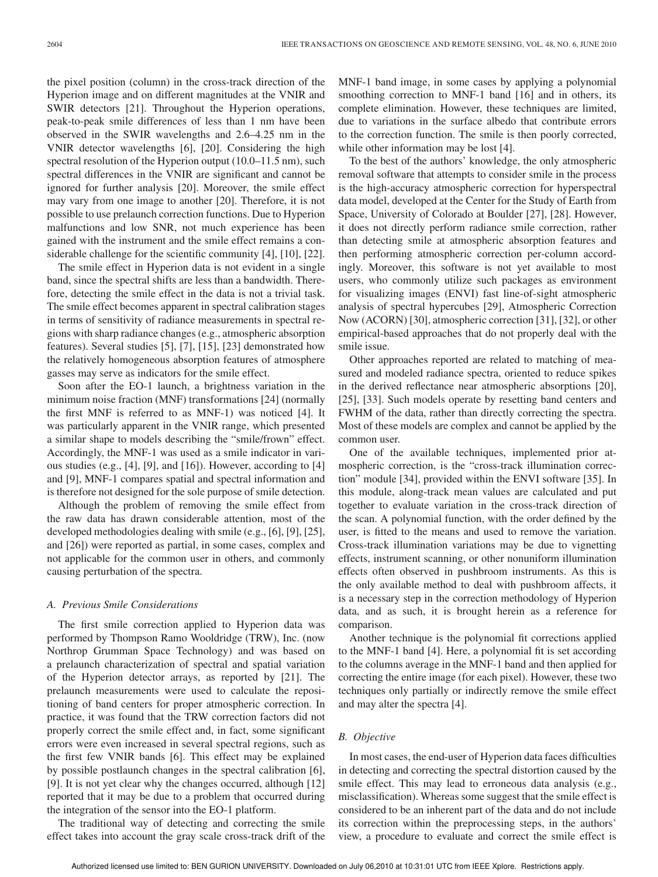the pixel position (column) in the cross-track direction of the Hyperion image and on different magnitudes at the VNIR and SWIR detectors [21]. Throughout the Hyperion operations, peak-to-peak smile differences of less than 1 nm have been observed in the SWIR wavelengths and 2.6–4.25 nm in the VNIR detector wavelengths [6], [20]. Considering the high spectral resolution of the Hyperion output (10.0–11.5 nm), such spectral differences in the VNIR are significant and cannot be ignored for further analysis [20]. Moreover, the smile effect may vary from one image to another [20]. Therefore, it is not possible to use prelaunch correction functions. Due to Hyperion malfunctions and low SNR, not much experience has been gained with the instrument and the smile effect remains a considerable challenge for the scientific community [4], [10], [22].

The smile effect in Hyperion data is not evident in a single band, since the spectral shifts are less than a bandwidth. Therefore, detecting the smile effect in the data is not a trivial task. The smile effect becomes apparent in spectral calibration stages in terms of sensitivity of radiance measurements in spectral regions with sharp radiance changes (e.g., atmospheric absorption features). Several studies [5], [7], [15], [23] demonstrated how the relatively homogeneous absorption features of atmosphere gasses may serve as indicators for the smile effect.

Soon after the EO-1 launch, a brightness variation in the minimum noise fraction (MNF) transformations [24] (normally the first MNF is referred to as MNF-1) was noticed [4]. It was particularly apparent in the VNIR range, which presented a similar shape to models describing the "smile/frown" effect. Accordingly, the MNF-1 was used as a smile indicator in various studies (e.g., [4], [9], and [16]). However, according to [4] and [9], MNF-1 compares spatial and spectral information and is therefore not designed for the sole purpose of smile detection.

Although the problem of removing the smile effect from the raw data has drawn considerable attention, most of the developed methodologies dealing with smile (e.g., [6], [9], [25], and [26]) were reported as partial, in some cases, complex and not applicable for the common user in others, and commonly causing perturbation of the spectra.

### A. Previous Smile Considerations

The first smile correction applied to Hyperion data was performed by Thompson Ramo Wooldridge (TRW), Inc. (now Northrop Grumman Space Technology) and was based on a prelaunch characterization of spectral and spatial variation of the Hyperion detector arrays, as reported by [21]. The prelaunch measurements were used to calculate the repositioning of band centers for proper atmospheric correction. In practice, it was found that the TRW correction factors did not properly correct the smile effect and, in fact, some significant errors were even increased in several spectral regions, such as the first few VNIR bands [6]. This effect may be explained by possible postlaunch changes in the spectral calibration [6], [9]. It is not yet clear why the changes occurred, although [12] reported that it may be due to a problem that occurred during the integration of the sensor into the EO-1 platform.

The traditional way of detecting and correcting the smile effect takes into account the gray scale cross-track drift of the MNF-1 band image, in some cases by applying a polynomial smoothing correction to MNF-1 band [16] and in others, its complete elimination. However, these techniques are limited, due to variations in the surface albedo that contribute errors to the correction function. The smile is then poorly corrected, while other information may be lost [4].

To the best of the authors' knowledge, the only atmospheric removal software that attempts to consider smile in the process is the high-accuracy atmospheric correction for hyperspectral data model, developed at the Center for the Study of Earth from Space, University of Colorado at Boulder [27], [28]. However, it does not directly perform radiance smile correction, rather than detecting smile at atmospheric absorption features and then performing atmospheric correction per-column accordingly. Moreover, this software is not yet available to most users, who commonly utilize such packages as environment for visualizing images (ENVI) fast line-of-sight atmospheric analysis of spectral hypercubes [29], Atmospheric Correction Now (ACORN) [30], atmospheric correction [31], [32], or other empirical-based approaches that do not properly deal with the smile issue.

Other approaches reported are related to matching of measured and modeled radiance spectra, oriented to reduce spikes in the derived reflectance near atmospheric absorptions [20], [25], [33]. Such models operate by resetting band centers and FWHM of the data, rather than directly correcting the spectra. Most of these models are complex and cannot be applied by the common user.

One of the available techniques, implemented prior atmospheric correction, is the "cross-track illumination correction" module [34], provided within the ENVI software [35]. In this module, along-track mean values are calculated and put together to evaluate variation in the cross-track direction of the scan. A polynomial function, with the order defined by the user, is fitted to the means and used to remove the variation. Cross-track illumination variations may be due to vignetting effects, instrument scanning, or other nonuniform illumination effects often observed in pushbroom instruments. As this is the only available method to deal with pushbroom affects, it is a necessary step in the correction methodology of Hyperion data, and as such, it is brought herein as a reference for comparison.

Another technique is the polynomial fit corrections applied to the MNF-1 band [4]. Here, a polynomial fit is set according to the columns average in the MNF-1 band and then applied for correcting the entire image (for each pixel). However, these two techniques only partially or indirectly remove the smile effect and may alter the spectra [4].

### B. Objective

In most cases, the end-user of Hyperion data faces difficulties in detecting and correcting the spectral distortion caused by the smile effect. This may lead to erroneous data analysis (e.g., misclassification). Whereas some suggest that the smile effect is considered to be an inherent part of the data and do not include its correction within the preprocessing steps, in the authors' view, a procedure to evaluate and correct the smile effect is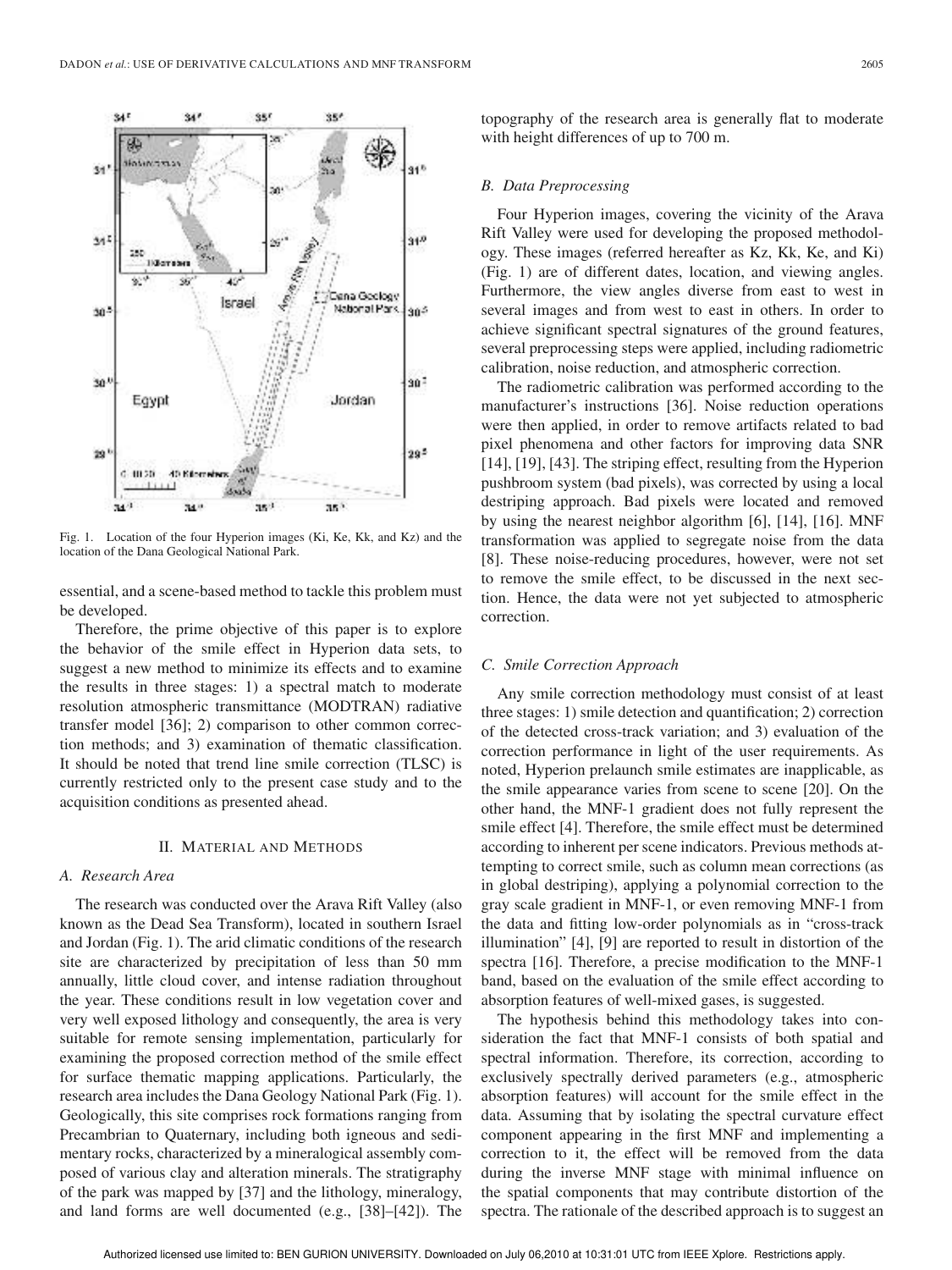Fig. 1. Location of the four Hyperion images (Ki, Ke, Kk, and Kz) and the location of the Dana Geological National Park.

essential, and a scene-based method to tackle this problem must be developed.

Therefore, the prime objective of this paper is to explore the behavior of the smile effect in Hyperion data sets, to suggest a new method to minimize its effects and to examine the results in three stages: 1) a spectral match to moderate resolution atmospheric transmittance (MODTRAN) radiative transfer model [36]; 2) comparison to other common correction methods; and 3) examination of thematic classification. It should be noted that trend line smile correction (TLSC) is currently restricted only to the present case study and to the acquisition conditions as presented ahead.

## II. Material and Methods

### A. Research Area

The research was conducted over the Arava Rift Valley (also known as the Dead Sea Transform), located in southern Israel and Jordan (Fig. 1). The arid climatic conditions of the research site are characterized by precipitation of less than 50 mm annually, little cloud cover, and intense radiation throughout the year. These conditions result in low vegetation cover and very well exposed lithology and consequently, the area is very suitable for remote sensing implementation, particularly for examining the proposed correction method of the smile effect for surface thematic mapping applications. Particularly, the research area includes the Dana Geology National Park (Fig. 1). Geologically, this site comprises rock formations ranging from Precambrian to Quaternary, including both igneous and sedimentary rocks, characterized by a mineralogical assembly composed of various clay and alteration minerals. The stratigraphy of the park was mapped by [37] and the lithology, mineralogy, and land forms are well documented (e.g., [38]–[42]). The topography of the research area is generally flat to moderate with height differences of up to 700 m.

### B. Data Preprocessing

Four Hyperion images, covering the vicinity of the Arava Rift Valley were used for developing the proposed methodology. These images (referred hereafter as Kz, Kk, Ke, and Ki) (Fig. 1) are of different dates, location, and viewing angles. Furthermore, the view angles diverse from east to west in several images and from west to east in others. In order to achieve significant spectral signatures of the ground features, several preprocessing steps were applied, including radiometric calibration, noise reduction, and atmospheric correction.

The radiometric calibration was performed according to the manufacturer's instructions [36]. Noise reduction operations were then applied, in order to remove artifacts related to bad pixel phenomena and other factors for improving data SNR [14], [19], [43]. The striping effect, resulting from the Hyperion pushbroom system (bad pixels), was corrected by using a local destriping approach. Bad pixels were located and removed by using the nearest neighbor algorithm [6], [14], [16]. MNF transformation was applied to segregate noise from the data [8]. These noise-reducing procedures, however, were not set to remove the smile effect, to be discussed in the next section. Hence, the data were not yet subjected to atmospheric correction.

### C. Smile Correction Approach

Any smile correction methodology must consist of at least three stages: 1) smile detection and quantification; 2) correction of the detected cross-track variation; and 3) evaluation of the correction performance in light of the user requirements. As noted, Hyperion prelaunch smile estimates are inapplicable, as the smile appearance varies from scene to scene [20]. On the other hand, the MNF-1 gradient does not fully represent the smile effect [4]. Therefore, the smile effect must be determined according to inherent per scene indicators. Previous methods attempting to correct smile, such as column mean corrections (as in global destriping), applying a polynomial correction to the gray scale gradient in MNF-1, or even removing MNF-1 from the data and fitting low-order polynomials as in "cross-track illumination" [4], [9] are reported to result in distortion of the spectra [16]. Therefore, a precise modification to the MNF-1 band, based on the evaluation of the smile effect according to absorption features of well-mixed gases, is suggested.

The hypothesis behind this methodology takes into consideration the fact that MNF-1 consists of both spatial and spectral information. Therefore, its correction, according to exclusively spectrally derived parameters (e.g., atmospheric absorption features) will account for the smile effect in the data. Assuming that by isolating the spectral curvature effect component appearing in the first MNF and implementing a correction to it, the effect will be removed from the data during the inverse MNF stage with minimal influence on the spatial components that may contribute distortion of the spectra. The rationale of the described approach is to suggest an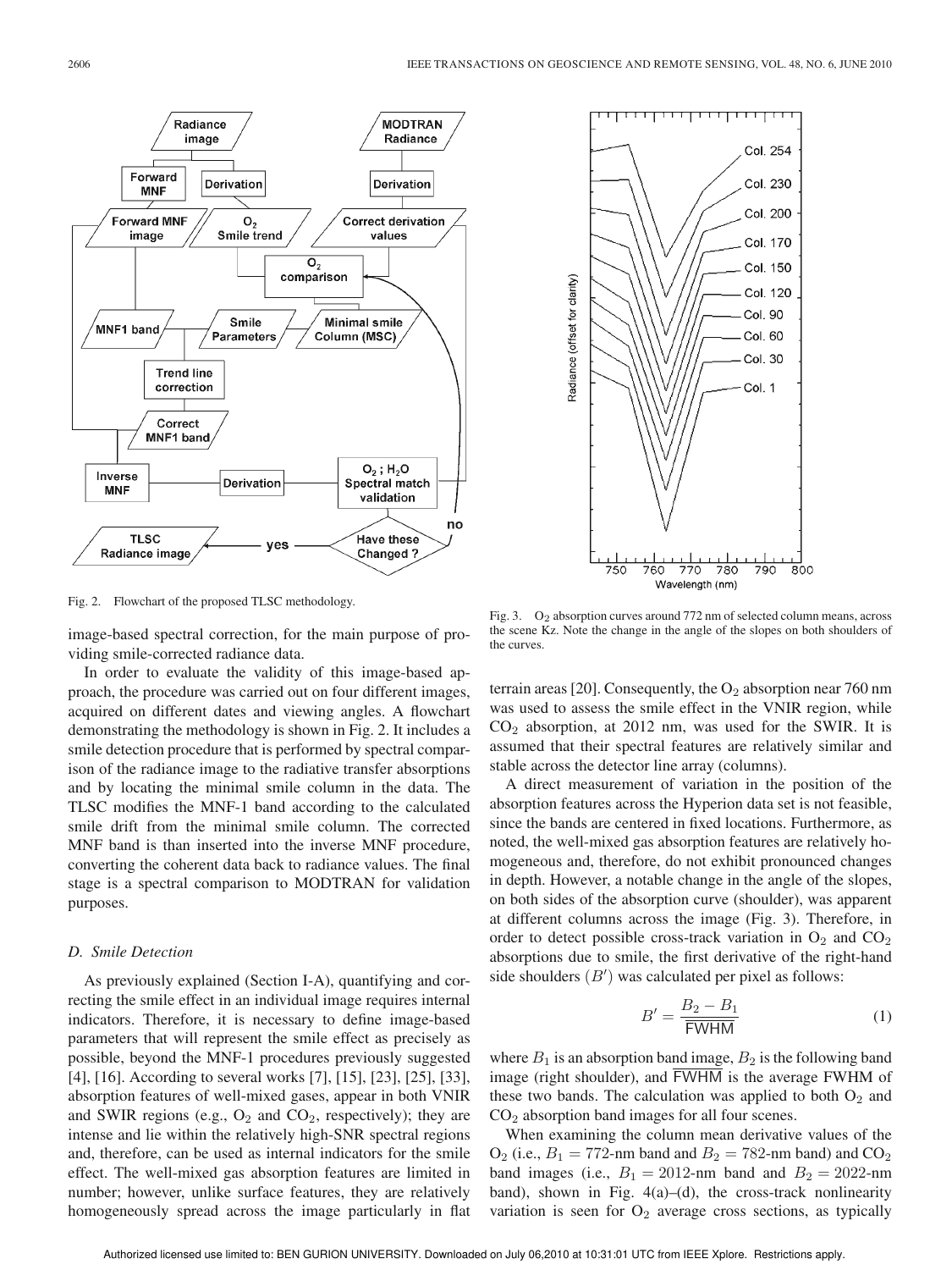Fig. 2. Flowchart of the proposed TLSC methodology.

image-based spectral correction, for the main purpose of providing smile-corrected radiance data.

In order to evaluate the validity of this image-based approach, the procedure was carried out on four different images, acquired on different dates and viewing angles. A flowchart demonstrating the methodology is shown in Fig. 2. It includes a smile detection procedure that is performed by spectral comparison of the radiance image to the radiative transfer absorptions and by locating the minimal smile column in the data. The TLSC modifies the MNF-1 band according to the calculated smile drift from the minimal smile column. The corrected MNF band is than inserted into the inverse MNF procedure, converting the coherent data back to radiance values. The final stage is a spectral comparison to MODTRAN for validation purposes.

### D. Smile Detection

As previously explained (Section I-A), quantifying and correcting the smile effect in an individual image requires internal indicators. Therefore, it is necessary to define image-based parameters that will represent the smile effect as precisely as possible, beyond the MNF-1 procedures previously suggested [4], [16]. According to several works [7], [15], [23], [25], [33], absorption features of well-mixed gases, appear in both VNIR and SWIR regions (e.g., $O_2$ and $CO_2$, respectively); they are intense and lie within the relatively high-SNR spectral regions and, therefore, can be used as internal indicators for the smile effect. The well-mixed gas absorption features are limited in number; however, unlike surface features, they are relatively homogeneously spread across the image particularly in flat terrain areas [20]. Consequently, the $O_2$ absorption near 760 nm was used to assess the smile effect in the VNIR region, while $CO_2$ absorption, at 2012 nm, was used for the SWIR. It is assumed that their spectral features are relatively similar and stable across the detector line array (columns).

Fig. 3. $O_2$ absorption curves around 772 nm of selected column means, across the scene Kz. Note the change in the angle of the slopes on both shoulders of the curves.

A direct measurement of variation in the position of the absorption features across the Hyperion data set is not feasible, since the bands are centered in fixed locations. Furthermore, as noted, the well-mixed gas absorption features are relatively homogeneous and, therefore, do not exhibit pronounced changes in depth. However, a notable change in the angle of the slopes, on both sides of the absorption curve (shoulder), was apparent at different columns across the image (Fig. 3). Therefore, in order to detect possible cross-track variation in $O_2$ and $CO_2$ absorptions due to smile, the first derivative of the right-hand side shoulders ($B'$) was calculated per pixel as follows:

$$B' = \frac{B_2 - B_1}{\overline{\text{FWHM}}} \tag{1}$$

where $B_1$ is an absorption band image, $B_2$ is the following band image (right shoulder), and $\overline{\text{FWHM}}$ is the average FWHM of these two bands. The calculation was applied to both $O_2$ and $CO_2$ absorption band images for all four scenes.

When examining the column mean derivative values of the $O_2$ (i.e., $B_1 = 772$-nm band and $B_2 = 782$-nm band) and $CO_2$ band images (i.e., $B_1 = 2012$-nm band and $B_2 = 2022$-nm band), shown in Fig. 4(a)–(d), the cross-track nonlinearity variation is seen for $O_2$ average cross sections, as typically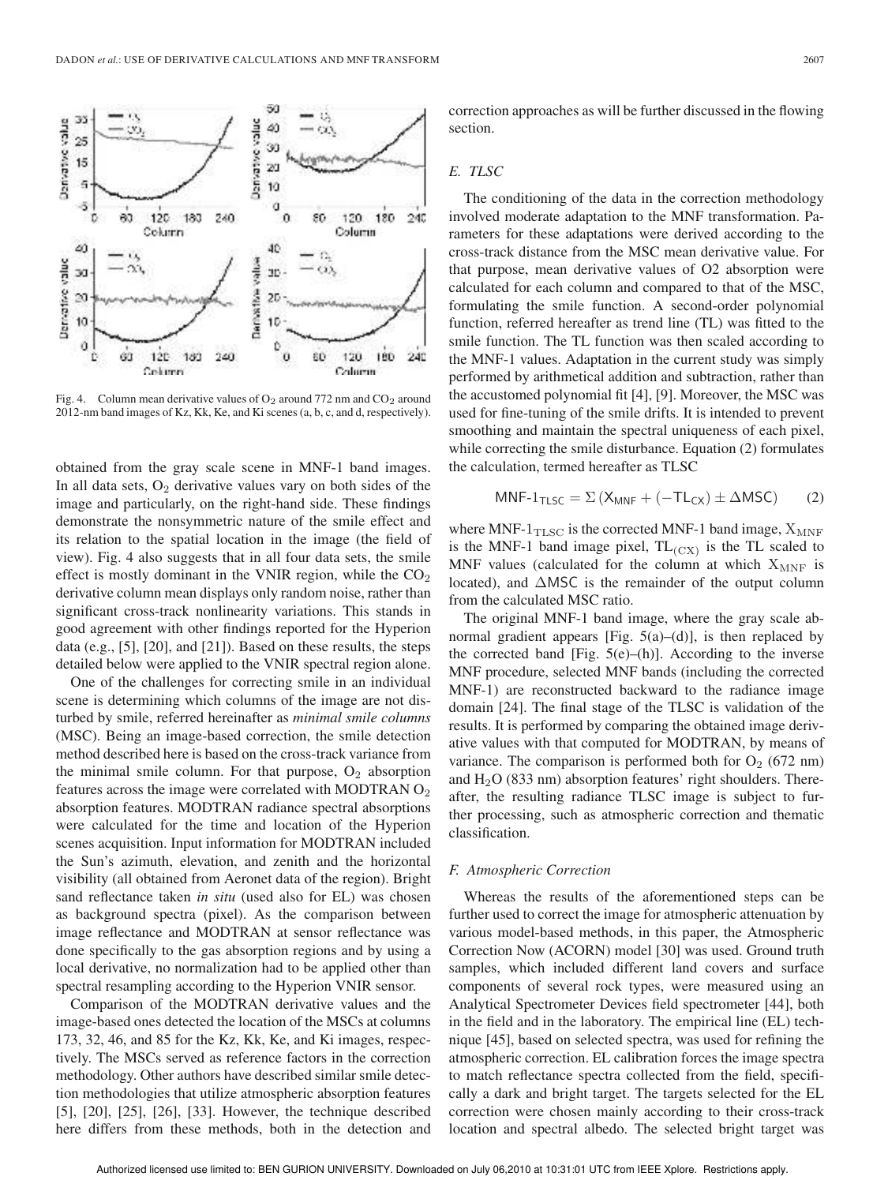Fig. 4. Column mean derivative values of $O_2$ around 772 nm and $CO_2$ around 2012-nm band images of Kz, Kk, Ke, and Ki scenes (a, b, c, and d, respectively).

obtained from the gray scale scene in MNF-1 band images. In all data sets, $O_2$ derivative values vary on both sides of the image and particularly, on the right-hand side. These findings demonstrate the nonsymmetric nature of the smile effect and its relation to the spatial location in the image (the field of view). Fig. 4 also suggests that in all four data sets, the smile effect is mostly dominant in the VNIR region, while the $CO_2$ derivative column mean displays only random noise, rather than significant cross-track nonlinearity variations. This stands in good agreement with other findings reported for the Hyperion data (e.g., [5], [20], and [21]). Based on these results, the steps detailed below were applied to the VNIR spectral region alone.

One of the challenges for correcting smile in an individual scene is determining which columns of the image are not disturbed by smile, referred hereinafter as *minimal smile columns* (MSC). Being an image-based correction, the smile detection method described here is based on the cross-track variance from the minimal smile column. For that purpose, $O_2$ absorption features across the image were correlated with MODTRAN $O_2$ absorption features. MODTRAN radiance spectral absorptions were calculated for the time and location of the Hyperion scenes acquisition. Input information for MODTRAN included the Sun's azimuth, elevation, and zenith and the horizontal visibility (all obtained from Aeronet data of the region). Bright sand reflectance taken *in situ* (used also for EL) was chosen as background spectra (pixel). As the comparison between image reflectance and MODTRAN at sensor reflectance was done specifically to the gas absorption regions and by using a local derivative, no normalization had to be applied other than spectral resampling according to the Hyperion VNIR sensor.

Comparison of the MODTRAN derivative values and the image-based ones detected the location of the MSCs at columns 173, 32, 46, and 85 for the Kz, Kk, Ke, and Ki images, respectively. The MSCs served as reference factors in the correction methodology. Other authors have described similar smile detection methodologies that utilize atmospheric absorption features [5], [20], [25], [26], [33]. However, the technique described here differs from these methods, both in the detection and correction approaches as will be further discussed in the flowing section.

### E. TLSC

The conditioning of the data in the correction methodology involved moderate adaptation to the MNF transformation. Parameters for these adaptations were derived according to the cross-track distance from the MSC mean derivative value. For that purpose, mean derivative values of O2 absorption were calculated for each column and compared to that of the MSC, formulating the smile function. A second-order polynomial function, referred hereafter as trend line (TL) was fitted to the smile function. The TL function was then scaled according to the MNF-1 values. Adaptation in the current study was simply performed by arithmetical addition and subtraction, rather than the accustomed polynomial fit [4], [9]. Moreover, the MSC was used for fine-tuning of the smile drifts. It is intended to prevent smoothing and maintain the spectral uniqueness of each pixel, while correcting the smile disturbance. Equation (2) formulates the calculation, termed hereafter as TLSC

$$\text{MNF-1}_{\text{TLSC}} = \Sigma\left(X_{\text{MNF}} + (-\text{TL}_{\text{CX}}) \pm \Delta\text{MSC}\right) \qquad (2)$$

where $\text{MNF-1}_{\text{TLSC}}$ is the corrected MNF-1 band image, $X_{\text{MNF}}$ is the MNF-1 band image pixel, $\text{TL}_{(\text{CX})}$ is the TL scaled to MNF values (calculated for the column at which $X_{\text{MNF}}$ is located), and $\Delta\text{MSC}$ is the remainder of the output column from the calculated MSC ratio.

The original MNF-1 band image, where the gray scale abnormal gradient appears [Fig. 5(a)–(d)], is then replaced by the corrected band [Fig. 5(e)–(h)]. According to the inverse MNF procedure, selected MNF bands (including the corrected MNF-1) are reconstructed backward to the radiance image domain [24]. The final stage of the TLSC is validation of the results. It is performed by comparing the obtained image derivative values with that computed for MODTRAN, by means of variance. The comparison is performed both for $O_2$ (672 nm) and $H_2O$ (833 nm) absorption features' right shoulders. Thereafter, the resulting radiance TLSC image is subject to further processing, such as atmospheric correction and thematic classification.

### F. Atmospheric Correction

Whereas the results of the aforementioned steps can be further used to correct the image for atmospheric attenuation by various model-based methods, in this paper, the Atmospheric Correction Now (ACORN) model [30] was used. Ground truth samples, which included different land covers and surface components of several rock types, were measured using an Analytical Spectrometer Devices field spectrometer [44], both in the field and in the laboratory. The empirical line (EL) technique [45], based on selected spectra, was used for refining the atmospheric correction. EL calibration forces the image spectra to match reflectance spectra collected from the field, specifically a dark and bright target. The targets selected for the EL correction were chosen mainly according to their cross-track location and spectral albedo. The selected bright target was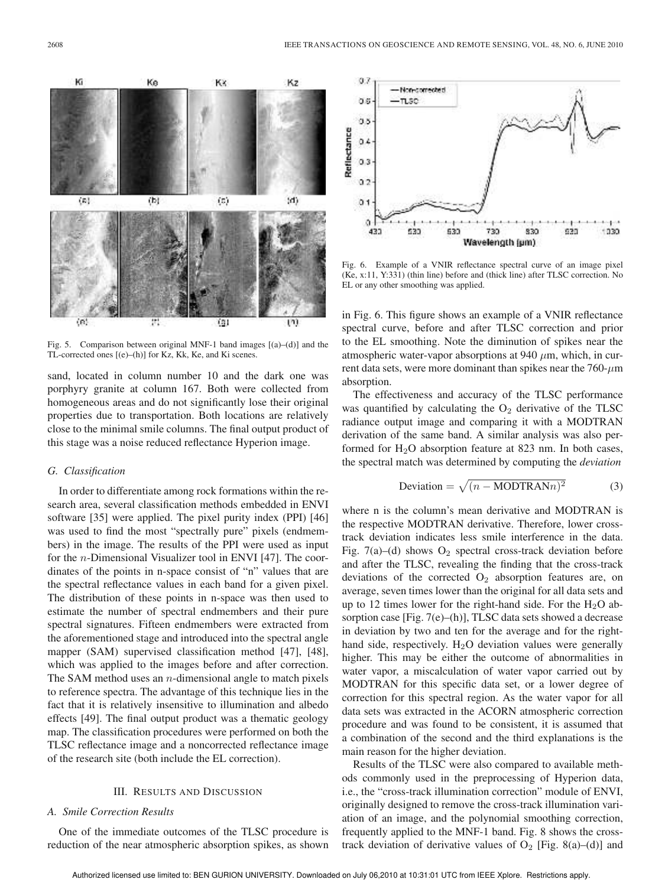Fig. 5. Comparison between original MNF-1 band images [(a)–(d)] and the TL-corrected ones [(e)–(h)] for Kz, Kk, Ke, and Ki scenes.

Fig. 6. Example of a VNIR reflectance spectral curve of an image pixel (Ke, x:11, Y:331) (thin line) before and (thick line) after TLSC correction. No EL or any other smoothing was applied.

sand, located in column number 10 and the dark one was porphyry granite at column 167. Both were collected from homogeneous areas and do not significantly lose their original properties due to transportation. Both locations are relatively close to the minimal smile columns. The final output product of this stage was a noise reduced reflectance Hyperion image.

### G. Classification

In order to differentiate among rock formations within the research area, several classification methods embedded in ENVI software [35] were applied. The pixel purity index (PPI) [46] was used to find the most "spectrally pure" pixels (endmembers) in the image. The results of the PPI were used as input for the $n$-Dimensional Visualizer tool in ENVI [47]. The coordinates of the points in n-space consist of "n" values that are the spectral reflectance values in each band for a given pixel. The distribution of these points in n-space was then used to estimate the number of spectral endmembers and their pure spectral signatures. Fifteen endmembers were extracted from the aforementioned stage and introduced into the spectral angle mapper (SAM) supervised classification method [47], [48], which was applied to the images before and after correction. The SAM method uses an $n$-dimensional angle to match pixels to reference spectra. The advantage of this technique lies in the fact that it is relatively insensitive to illumination and albedo effects [49]. The final output product was a thematic geology map. The classification procedures were performed on both the TLSC reflectance image and a noncorrected reflectance image of the research site (both include the EL correction).

## III. Results and Discussion

### A. Smile Correction Results

One of the immediate outcomes of the TLSC procedure is reduction of the near atmospheric absorption spikes, as shown in Fig. 6. This figure shows an example of a VNIR reflectance spectral curve, before and after TLSC correction and prior to the EL smoothing. Note the diminution of spikes near the atmospheric water-vapor absorptions at 940 $\mu$m, which, in current data sets, were more dominant than spikes near the 760-$\mu$m absorption.

The effectiveness and accuracy of the TLSC performance was quantified by calculating the $O_2$ derivative of the TLSC radiance output image and comparing it with a MODTRAN derivation of the same band. A similar analysis was also performed for $H_2O$ absorption feature at 823 nm. In both cases, the spectral match was determined by computing the *deviation*

$$\text{Deviation} = \sqrt{(n - \text{MODTRAN}n)^2} \tag{3}$$

where n is the column's mean derivative and MODTRAN is the respective MODTRAN derivative. Therefore, lower cross-track deviation indicates less smile interference in the data. Fig. 7(a)–(d) shows $O_2$ spectral cross-track deviation before and after the TLSC, revealing the finding that the cross-track deviations of the corrected $O_2$ absorption features are, on average, seven times lower than the original for all data sets and up to 12 times lower for the right-hand side. For the $H_2O$ absorption case [Fig. 7(e)–(h)], TLSC data sets showed a decrease in deviation by two and ten for the average and for the right-hand side, respectively. $H_2O$ deviation values were generally higher. This may be either the outcome of abnormalities in water vapor, a miscalculation of water vapor carried out by MODTRAN for this specific data set, or a lower degree of correction for this spectral region. As the water vapor for all data sets was extracted in the ACORN atmospheric correction procedure and was found to be consistent, it is assumed that a combination of the second and the third explanations is the main reason for the higher deviation.

Results of the TLSC were also compared to available methods commonly used in the preprocessing of Hyperion data, i.e., the "cross-track illumination correction" module of ENVI, originally designed to remove the cross-track illumination variation of an image, and the polynomial smoothing correction, frequently applied to the MNF-1 band. Fig. 8 shows the cross-track deviation of derivative values of $O_2$ [Fig. 8(a)–(d)] and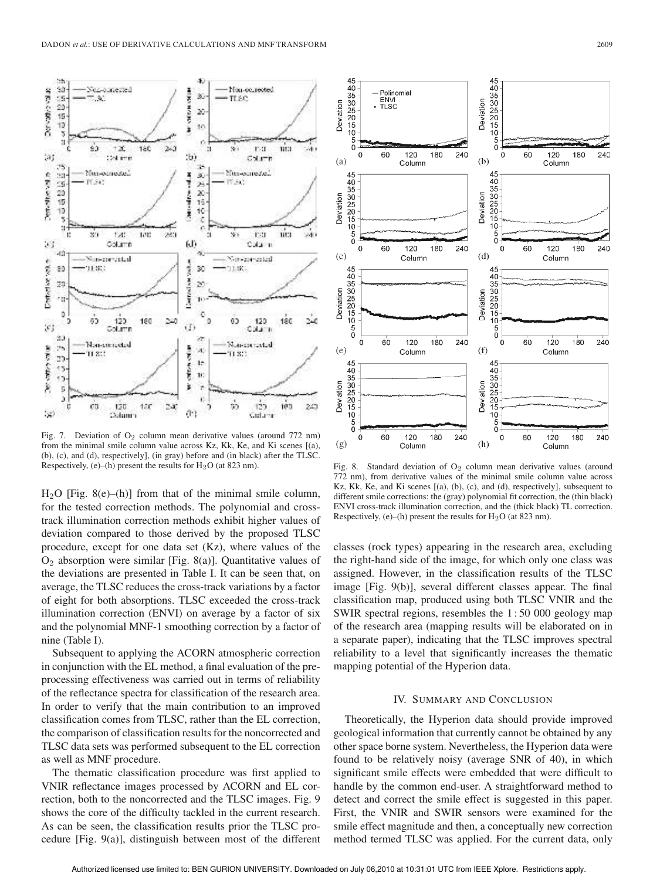Fig. 7. Deviation of $O_2$ column mean derivative values (around 772 nm) from the minimal smile column value across Kz, Kk, Ke, and Ki scenes [(a), (b), (c), and (d), respectively], (in gray) before and (in black) after the TLSC. Respectively, (e)–(h) present the results for $H_2O$ (at 823 nm).

Fig. 8. Standard deviation of $O_2$ column mean derivative values (around 772 nm), from derivative values of the minimal smile column value across Kz, Kk, Ke, and Ki scenes [(a), (b), (c), and (d), respectively], subsequent to different smile corrections: the (gray) polynomial fit correction, the (thin black) ENVI cross-track illumination correction, and the (thick black) TL correction. Respectively, (e)–(h) present the results for $H_2O$ (at 823 nm).

$H_2O$ [Fig. 8(e)–(h)] from that of the minimal smile column, for the tested correction methods. The polynomial and cross-track illumination correction methods exhibit higher values of deviation compared to those derived by the proposed TLSC procedure, except for one data set (Kz), where values of the $O_2$ absorption were similar [Fig. 8(a)]. Quantitative values of the deviations are presented in Table I. It can be seen that, on average, the TLSC reduces the cross-track variations by a factor of eight for both absorptions. TLSC exceeded the cross-track illumination correction (ENVI) on average by a factor of six and the polynomial MNF-1 smoothing correction by a factor of nine (Table I).

Subsequent to applying the ACORN atmospheric correction in conjunction with the EL method, a final evaluation of the pre-processing effectiveness was carried out in terms of reliability of the reflectance spectra for classification of the research area. In order to verify that the main contribution to an improved classification comes from TLSC, rather than the EL correction, the comparison of classification results for the noncorrected and TLSC data sets was performed subsequent to the EL correction as well as MNF procedure.

The thematic classification procedure was first applied to VNIR reflectance images processed by ACORN and EL correction, both to the noncorrected and the TLSC images. Fig. 9 shows the core of the difficulty tackled in the current research. As can be seen, the classification results prior the TLSC procedure [Fig. 9(a)], distinguish between most of the different classes (rock types) appearing in the research area, excluding the right-hand side of the image, for which only one class was assigned. However, in the classification results of the TLSC image [Fig. 9(b)], several different classes appear. The final classification map, produced using both TLSC VNIR and the SWIR spectral regions, resembles the 1 : 50 000 geology map of the research area (mapping results will be elaborated on in a separate paper), indicating that the TLSC improves spectral reliability to a level that significantly increases the thematic mapping potential of the Hyperion data.

## IV. Summary and Conclusion

Theoretically, the Hyperion data should provide improved geological information that currently cannot be obtained by any other space borne system. Nevertheless, the Hyperion data were found to be relatively noisy (average SNR of 40), in which significant smile effects were embedded that were difficult to handle by the common end-user. A straightforward method to detect and correct the smile effect is suggested in this paper. First, the VNIR and SWIR sensors were examined for the smile effect magnitude and then, a conceptually new correction method termed TLSC was applied. For the current data, only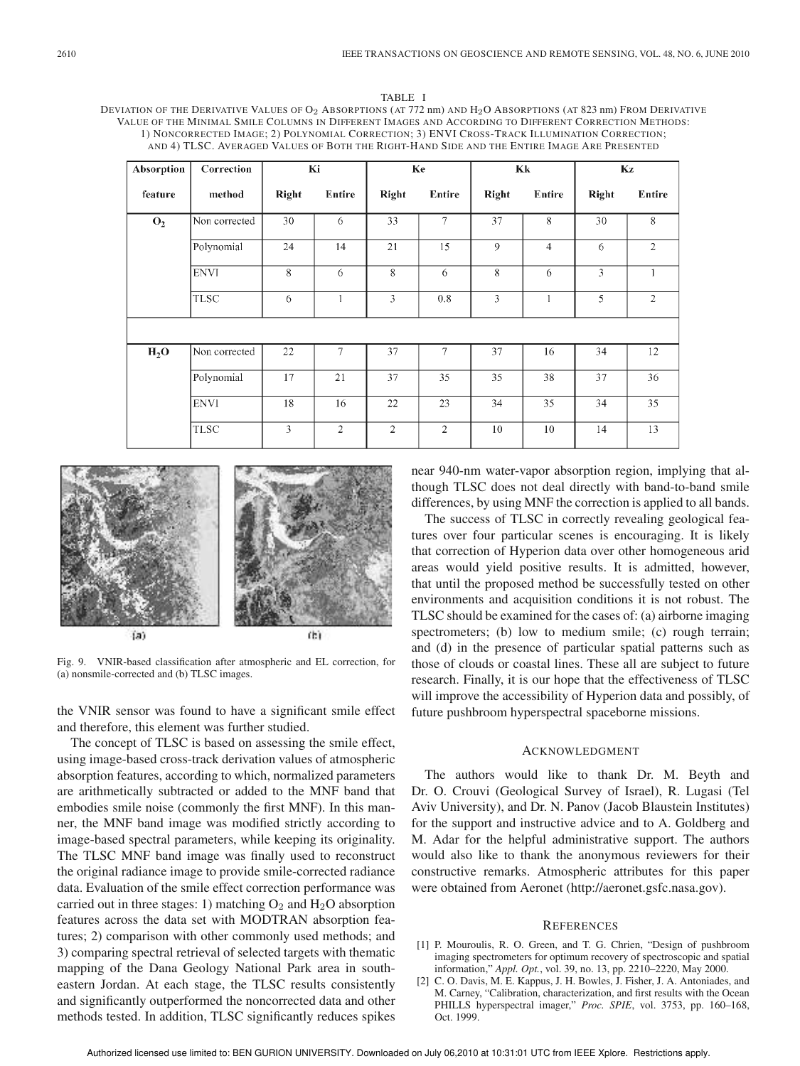TABLE I

DEVIATION OF THE DERIVATIVE VALUES OF $O_2$ ABSORPTIONS (AT 772 nm) AND $H_2O$ ABSORPTIONS (AT 823 nm) FROM DERIVATIVE VALUE OF THE MINIMAL SMILE COLUMNS IN DIFFERENT IMAGES AND ACCORDING TO DIFFERENT CORRECTION METHODS: 1) NONCORRECTED IMAGE; 2) POLYNOMIAL CORRECTION; 3) ENVI CROSS-TRACK ILLUMINATION CORRECTION; AND 4) TLSC. AVERAGED VALUES OF BOTH THE RIGHT-HAND SIDE AND THE ENTIRE IMAGE ARE PRESENTED

| Absorption feature | Correction method | Ki | | Ke | | Kk | | Kz | |
|---|---|---|---|---|---|---|---|---|---|
| | | Right | Entire | Right | Entire | Right | Entire | Right | Entire |
| $O_2$ | Non corrected | 30 | 6 | 33 | 7 | 37 | 8 | 30 | 8 |
| | Polynomial | 24 | 14 | 21 | 15 | 9 | 4 | 6 | 2 |
| | ENVI | 8 | 6 | 8 | 6 | 8 | 6 | 3 | 1 |
| | TLSC | 6 | 1 | 3 | 0.8 | 3 | 1 | 5 | 2 |
| $H_2O$ | Non corrected | 22 | 7 | 37 | 7 | 37 | 16 | 34 | 12 |
| | Polynomial | 17 | 21 | 37 | 35 | 35 | 38 | 37 | 36 |
| | ENVI | 18 | 16 | 22 | 23 | 34 | 35 | 34 | 35 |
| | TLSC | 3 | 2 | 2 | 2 | 10 | 10 | 14 | 13 |

Fig. 9. VNIR-based classification after atmospheric and EL correction, for (a) nonsmile-corrected and (b) TLSC images.

the VNIR sensor was found to have a significant smile effect and therefore, this element was further studied.

The concept of TLSC is based on assessing the smile effect, using image-based cross-track derivation values of atmospheric absorption features, according to which, normalized parameters are arithmetically subtracted or added to the MNF band that embodies smile noise (commonly the first MNF). In this manner, the MNF band image was modified strictly according to image-based spectral parameters, while keeping its originality. The TLSC MNF band image was finally used to reconstruct the original radiance image to provide smile-corrected radiance data. Evaluation of the smile effect correction performance was carried out in three stages: 1) matching $O_2$ and $H_2O$ absorption features across the data set with MODTRAN absorption features; 2) comparison with other commonly used methods; and 3) comparing spectral retrieval of selected targets with thematic mapping of the Dana Geology National Park area in southeastern Jordan. At each stage, the TLSC results consistently and significantly outperformed the noncorrected data and other methods tested. In addition, TLSC significantly reduces spikes near 940-nm water-vapor absorption region, implying that although TLSC does not deal directly with band-to-band smile differences, by using MNF the correction is applied to all bands.

The success of TLSC in correctly revealing geological features over four particular scenes is encouraging. It is likely that correction of Hyperion data over other homogeneous arid areas would yield positive results. It is admitted, however, that until the proposed method be successfully tested on other environments and acquisition conditions it is not robust. The TLSC should be examined for the cases of: (a) airborne imaging spectrometers; (b) low to medium smile; (c) rough terrain; and (d) in the presence of particular spatial patterns such as those of clouds or coastal lines. These all are subject to future research. Finally, it is our hope that the effectiveness of TLSC will improve the accessibility of Hyperion data and possibly, of future pushbroom hyperspectral spaceborne missions.

## ACKNOWLEDGMENT

The authors would like to thank Dr. M. Beyth and Dr. O. Crouvi (Geological Survey of Israel), R. Lugasi (Tel Aviv University), and Dr. N. Panov (Jacob Blaustein Institutes) for the support and instructive advice and to A. Goldberg and M. Adar for the helpful administrative support. The authors would also like to thank the anonymous reviewers for their constructive remarks. Atmospheric attributes for this paper were obtained from Aeronet (http://aeronet.gsfc.nasa.gov).

## REFERENCES

[1] P. Mouroulis, R. O. Green, and T. G. Chrien, "Design of pushbroom imaging spectrometers for optimum recovery of spectroscopic and spatial information," *Appl. Opt.*, vol. 39, no. 13, pp. 2210–2220, May 2000.

[2] C. O. Davis, M. E. Kappus, J. H. Bowles, J. Fisher, J. A. Antoniades, and M. Carney, "Calibration, characterization, and first results with the Ocean PHILLS hyperspectral imager," *Proc. SPIE*, vol. 3753, pp. 160–168, Oct. 1999.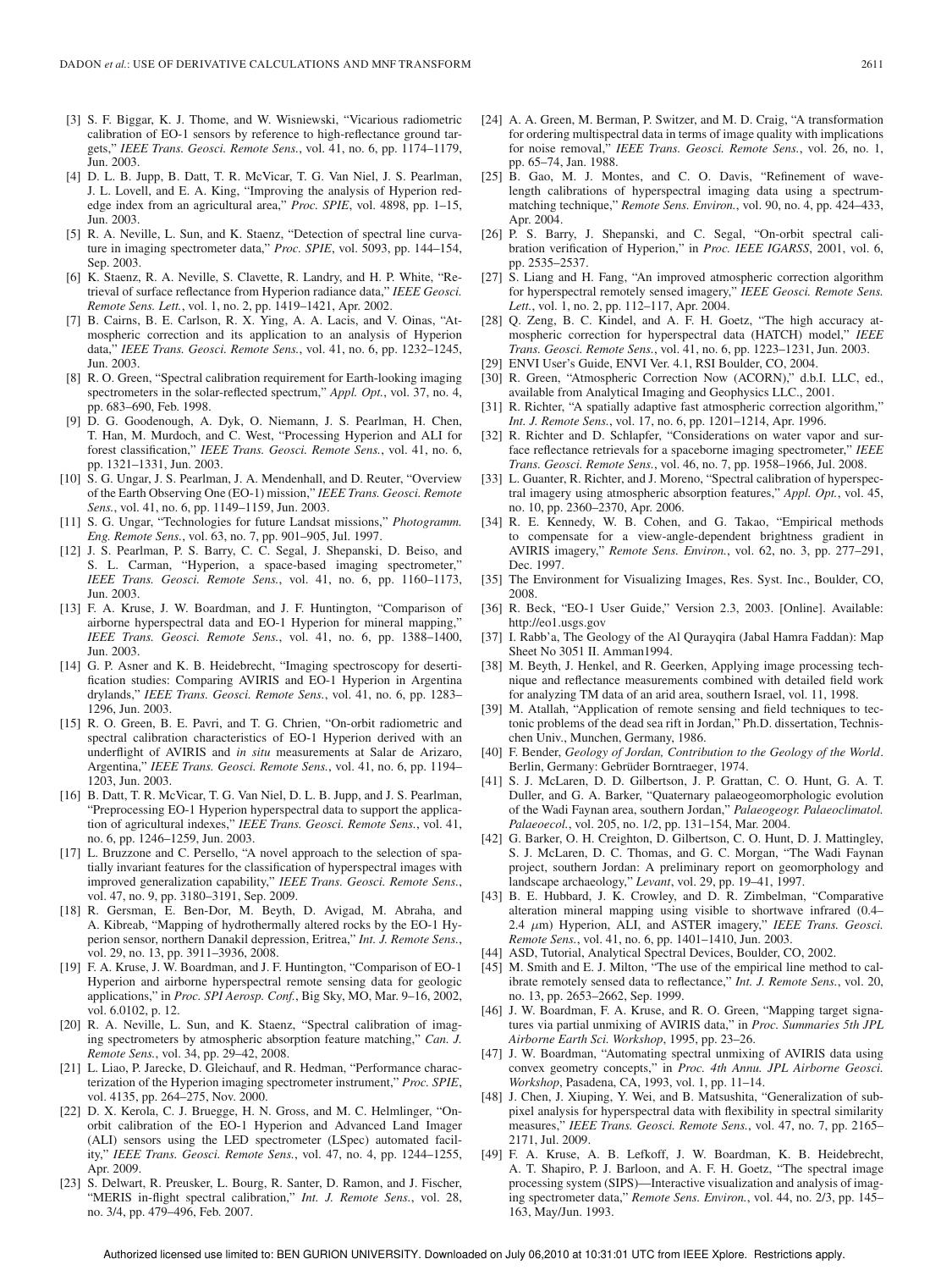[3] S. F. Biggar, K. J. Thome, and W. Wisniewski, "Vicarious radiometric calibration of EO-1 sensors by reference to high-reflectance ground targets," *IEEE Trans. Geosci. Remote Sens.*, vol. 41, no. 6, pp. 1174–1179, Jun. 2003.

[4] D. L. B. Jupp, B. Datt, T. R. McVicar, T. G. Van Niel, J. S. Pearlman, J. L. Lovell, and E. A. King, "Improving the analysis of Hyperion red-edge index from an agricultural area," *Proc. SPIE*, vol. 4898, pp. 1–15, Jun. 2003.

[5] R. A. Neville, L. Sun, and K. Staenz, "Detection of spectral line curvature in imaging spectrometer data," *Proc. SPIE*, vol. 5093, pp. 144–154, Sep. 2003.

[6] K. Staenz, R. A. Neville, S. Clavette, R. Landry, and H. P. White, "Retrieval of surface reflectance from Hyperion radiance data," *IEEE Geosci. Remote Sens. Lett.*, vol. 1, no. 2, pp. 1419–1421, Apr. 2002.

[7] B. Cairns, B. E. Carlson, R. X. Ying, A. A. Lacis, and V. Oinas, "Atmospheric correction and its application to an analysis of Hyperion data," *IEEE Trans. Geosci. Remote Sens.*, vol. 41, no. 6, pp. 1232–1245, Jun. 2003.

[8] R. O. Green, "Spectral calibration requirement for Earth-looking imaging spectrometers in the solar-reflected spectrum," *Appl. Opt.*, vol. 37, no. 4, pp. 683–690, Feb. 1998.

[9] D. G. Goodenough, A. Dyk, O. Niemann, J. S. Pearlman, H. Chen, T. Han, M. Murdoch, and C. West, "Processing Hyperion and ALI for forest classification," *IEEE Trans. Geosci. Remote Sens.*, vol. 41, no. 6, pp. 1321–1331, Jun. 2003.

[10] S. G. Ungar, J. S. Pearlman, J. A. Mendenhall, and D. Reuter, "Overview of the Earth Observing One (EO-1) mission," *IEEE Trans. Geosci. Remote Sens.*, vol. 41, no. 6, pp. 1149–1159, Jun. 2003.

[11] S. G. Ungar, "Technologies for future Landsat missions," *Photogramm. Eng. Remote Sens.*, vol. 63, no. 7, pp. 901–905, Jul. 1997.

[12] J. S. Pearlman, P. S. Barry, C. C. Segal, J. Shepanski, D. Beiso, and S. L. Carman, "Hyperion, a space-based imaging spectrometer," *IEEE Trans. Geosci. Remote Sens.*, vol. 41, no. 6, pp. 1160–1173, Jun. 2003.

[13] F. A. Kruse, J. W. Boardman, and J. F. Huntington, "Comparison of airborne hyperspectral data and EO-1 Hyperion for mineral mapping," *IEEE Trans. Geosci. Remote Sens.*, vol. 41, no. 6, pp. 1388–1400, Jun. 2003.

[14] G. P. Asner and K. B. Heidebrecht, "Imaging spectroscopy for desertification studies: Comparing AVIRIS and EO-1 Hyperion in Argentina drylands," *IEEE Trans. Geosci. Remote Sens.*, vol. 41, no. 6, pp. 1283–1296, Jun. 2003.

[15] R. O. Green, B. E. Pavri, and T. G. Chrien, "On-orbit radiometric and spectral calibration characteristics of EO-1 Hyperion derived with an underflight of AVIRIS and *in situ* measurements at Salar de Arizaro, Argentina," *IEEE Trans. Geosci. Remote Sens.*, vol. 41, no. 6, pp. 1194–1203, Jun. 2003.

[16] B. Datt, T. R. McVicar, T. G. Van Niel, D. L. B. Jupp, and J. S. Pearlman, "Preprocessing EO-1 Hyperion hyperspectral data to support the application of agricultural indexes," *IEEE Trans. Geosci. Remote Sens.*, vol. 41, no. 6, pp. 1246–1259, Jun. 2003.

[17] L. Bruzzone and C. Persello, "A novel approach to the selection of spatially invariant features for the classification of hyperspectral images with improved generalization capability," *IEEE Trans. Geosci. Remote Sens.*, vol. 47, no. 9, pp. 3180–3191, Sep. 2009.

[18] R. Gersman, E. Ben-Dor, M. Beyth, D. Avigad, M. Abraha, and A. Kibreab, "Mapping of hydrothermally altered rocks by the EO-1 Hyperion sensor, northern Danakil depression, Eritrea," *Int. J. Remote Sens.*, vol. 29, no. 13, pp. 3911–3936, 2008.

[19] F. A. Kruse, J. W. Boardman, and J. F. Huntington, "Comparison of EO-1 Hyperion and airborne hyperspectral remote sensing data for geologic applications," in *Proc. SPI Aerosp. Conf.*, Big Sky, MO, Mar. 9–16, 2002, vol. 6.0102, p. 12.

[20] R. A. Neville, L. Sun, and K. Staenz, "Spectral calibration of imaging spectrometers by atmospheric absorption feature matching," *Can. J. Remote Sens.*, vol. 34, pp. 29–42, 2008.

[21] L. Liao, P. Jarecke, D. Gleichauf, and R. Hedman, "Performance characterization of the Hyperion imaging spectrometer instrument," *Proc. SPIE*, vol. 4135, pp. 264–275, Nov. 2000.

[22] D. X. Kerola, C. J. Bruegge, H. N. Gross, and M. C. Helmlinger, "On-orbit calibration of the EO-1 Hyperion and Advanced Land Imager (ALI) sensors using the LED spectrometer (LSpec) automated facility," *IEEE Trans. Geosci. Remote Sens.*, vol. 47, no. 4, pp. 1244–1255, Apr. 2009.

[23] S. Delwart, R. Preusker, L. Bourg, R. Santer, D. Ramon, and J. Fischer, "MERIS in-flight spectral calibration," *Int. J. Remote Sens.*, vol. 28, no. 3/4, pp. 479–496, Feb. 2007.

[24] A. A. Green, M. Berman, P. Switzer, and M. D. Craig, "A transformation for ordering multispectral data in terms of image quality with implications for noise removal," *IEEE Trans. Geosci. Remote Sens.*, vol. 26, no. 1, pp. 65–74, Jan. 1988.

[25] B. Gao, M. J. Montes, and C. O. Davis, "Refinement of wavelength calibrations of hyperspectral imaging data using a spectrum-matching technique," *Remote Sens. Environ.*, vol. 90, no. 4, pp. 424–433, Apr. 2004.

[26] P. S. Barry, J. Shepanski, and C. Segal, "On-orbit spectral calibration verification of Hyperion," in *Proc. IEEE IGARSS*, 2001, vol. 6, pp. 2535–2537.

[27] S. Liang and H. Fang, "An improved atmospheric correction algorithm for hyperspectral remotely sensed imagery," *IEEE Geosci. Remote Sens. Lett.*, vol. 1, no. 2, pp. 112–117, Apr. 2004.

[28] Q. Zeng, B. C. Kindel, and A. F. H. Goetz, "The high accuracy atmospheric correction for hyperspectral data (HATCH) model," *IEEE Trans. Geosci. Remote Sens.*, vol. 41, no. 6, pp. 1223–1231, Jun. 2003.

[29] ENVI User's Guide, ENVI Ver. 4.1, RSI Boulder, CO, 2004.

[30] R. Green, "Atmospheric Correction Now (ACORN)," d.b.I. LLC, ed., available from Analytical Imaging and Geophysics LLC., 2001.

[31] R. Richter, "A spatially adaptive fast atmospheric correction algorithm," *Int. J. Remote Sens.*, vol. 17, no. 6, pp. 1201–1214, Apr. 1996.

[32] R. Richter and D. Schlapfer, "Considerations on water vapor and surface reflectance retrievals for a spaceborne imaging spectrometer," *IEEE Trans. Geosci. Remote Sens.*, vol. 46, no. 7, pp. 1958–1966, Jul. 2008.

[33] L. Guanter, R. Richter, and J. Moreno, "Spectral calibration of hyperspectral imagery using atmospheric absorption features," *Appl. Opt.*, vol. 45, no. 10, pp. 2360–2370, Apr. 2006.

[34] R. E. Kennedy, W. B. Cohen, and G. Takao, "Empirical methods to compensate for a view-angle-dependent brightness gradient in AVIRIS imagery," *Remote Sens. Environ.*, vol. 62, no. 3, pp. 277–291, Dec. 1997.

[35] The Environment for Visualizing Images, Res. Syst. Inc., Boulder, CO, 2008.

[36] R. Beck, "EO-1 User Guide," Version 2.3, 2003. [Online]. Available: http://eo1.usgs.gov

[37] I. Rabb'a, The Geology of the Al Qurayqira (Jabal Hamra Faddan): Map Sheet No 3051 II. Amman1994.

[38] M. Beyth, J. Henkel, and R. Geerken, Applying image processing technique and reflectance measurements combined with detailed field work for analyzing TM data of an arid area, southern Israel, vol. 11, 1998.

[39] M. Atallah, "Application of remote sensing and field techniques to tectonic problems of the dead sea rift in Jordan," Ph.D. dissertation, Technischen Univ., Munchen, Germany, 1986.

[40] F. Bender, *Geology of Jordan, Contribution to the Geology of the World*. Berlin, Germany: Gebrüder Borntraeger, 1974.

[41] S. J. McLaren, D. D. Gilbertson, J. P. Grattan, C. O. Hunt, G. A. T. Duller, and G. A. Barker, "Quaternary palaeogeomorphologic evolution of the Wadi Faynan area, southern Jordan," *Palaeogeogr. Palaeoclimatol. Palaeoecol.*, vol. 205, no. 1/2, pp. 131–154, Mar. 2004.

[42] G. Barker, O. H. Creighton, D. Gilbertson, C. O. Hunt, D. J. Mattingley, S. J. McLaren, D. C. Thomas, and G. C. Morgan, "The Wadi Faynan project, southern Jordan: A preliminary report on geomorphology and landscape archaeology," *Levant*, vol. 29, pp. 19–41, 1997.

[43] B. E. Hubbard, J. K. Crowley, and D. R. Zimbelman, "Comparative alteration mineral mapping using visible to shortwave infrared (0.4–2.4 $\mu$m) Hyperion, ALI, and ASTER imagery," *IEEE Trans. Geosci. Remote Sens.*, vol. 41, no. 6, pp. 1401–1410, Jun. 2003.

[44] ASD, Tutorial, Analytical Spectral Devices, Boulder, CO, 2002.

[45] M. Smith and E. J. Milton, "The use of the empirical line method to calibrate remotely sensed data to reflectance," *Int. J. Remote Sens.*, vol. 20, no. 13, pp. 2653–2662, Sep. 1999.

[46] J. W. Boardman, F. A. Kruse, and R. O. Green, "Mapping target signatures via partial unmixing of AVIRIS data," in *Proc. Summaries 5th JPL Airborne Earth Sci. Workshop*, 1995, pp. 23–26.

[47] J. W. Boardman, "Automating spectral unmixing of AVIRIS data using convex geometry concepts," in *Proc. 4th Annu. JPL Airborne Geosci. Workshop*, Pasadena, CA, 1993, vol. 1, pp. 11–14.

[48] J. Chen, J. Xiuping, Y. Wei, and B. Matsushita, "Generalization of subpixel analysis for hyperspectral data with flexibility in spectral similarity measures," *IEEE Trans. Geosci. Remote Sens.*, vol. 47, no. 7, pp. 2165–2171, Jul. 2009.

[49] F. A. Kruse, A. B. Lefkoff, J. W. Boardman, K. B. Heidebrecht, A. T. Shapiro, P. J. Barloon, and A. F. H. Goetz, "The spectral image processing system (SIPS)—Interactive visualization and analysis of imaging spectrometer data," *Remote Sens. Environ.*, vol. 44, no. 2/3, pp. 145–163, May/Jun. 1993.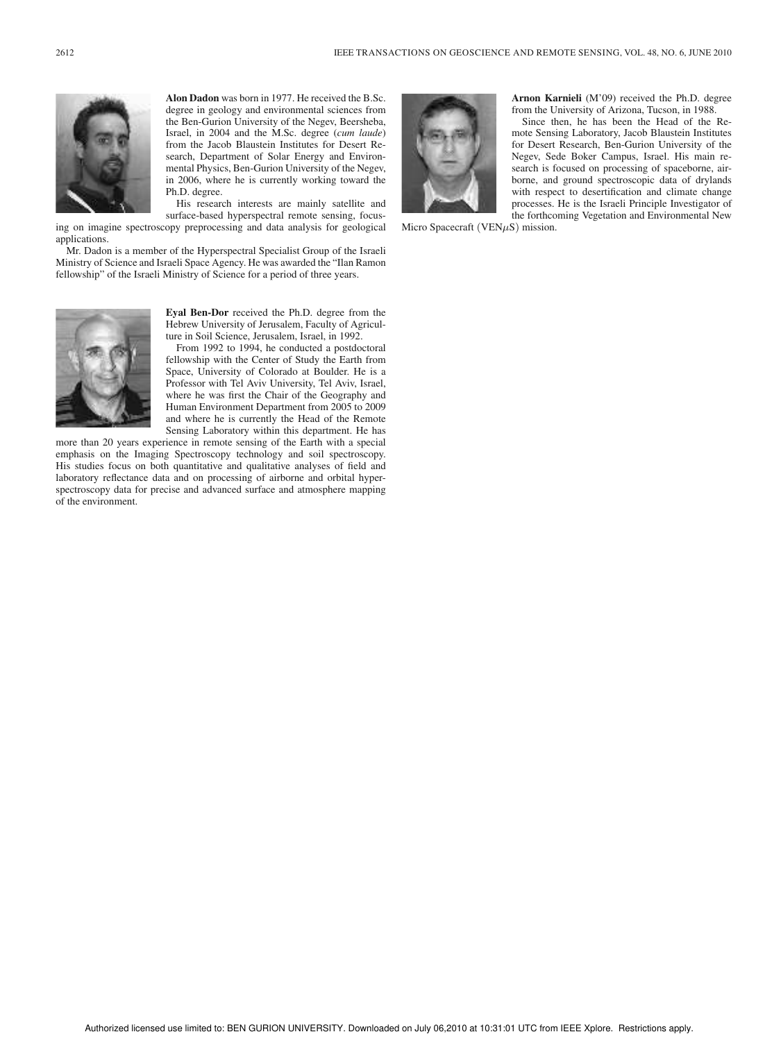**Alon Dadon** was born in 1977. He received the B.Sc. degree in geology and environmental sciences from the Ben-Gurion University of the Negev, Beersheba, Israel, in 2004 and the M.Sc. degree (*cum laude*) from the Jacob Blaustein Institutes for Desert Research, Department of Solar Energy and Environmental Physics, Ben-Gurion University of the Negev, in 2006, where he is currently working toward the Ph.D. degree.

His research interests are mainly satellite and surface-based hyperspectral remote sensing, focusing on imagine spectroscopy preprocessing and data analysis for geological applications.

Mr. Dadon is a member of the Hyperspectral Specialist Group of the Israeli Ministry of Science and Israeli Space Agency. He was awarded the "Ilan Ramon fellowship" of the Israeli Ministry of Science for a period of three years.

**Eyal Ben-Dor** received the Ph.D. degree from the Hebrew University of Jerusalem, Faculty of Agriculture in Soil Science, Jerusalem, Israel, in 1992.

From 1992 to 1994, he conducted a postdoctoral fellowship with the Center of Study the Earth from Space, University of Colorado at Boulder. He is a Professor with Tel Aviv University, Tel Aviv, Israel, where he was first the Chair of the Geography and Human Environment Department from 2005 to 2009 and where he is currently the Head of the Remote Sensing Laboratory within this department. He has more than 20 years experience in remote sensing of the Earth with a special emphasis on the Imaging Spectroscopy technology and soil spectroscopy. His studies focus on both quantitative and qualitative analyses of field and laboratory reflectance data and on processing of airborne and orbital hyperspectroscopy data for precise and advanced surface and atmosphere mapping of the environment.

**Arnon Karnieli** (M'09) received the Ph.D. degree from the University of Arizona, Tucson, in 1988.

Since then, he has been the Head of the Remote Sensing Laboratory, Jacob Blaustein Institutes for Desert Research, Ben-Gurion University of the Negev, Sede Boker Campus, Israel. His main research is focused on processing of spaceborne, airborne, and ground spectroscopic data of drylands with respect to desertification and climate change processes. He is the Israeli Principle Investigator of the forthcoming Vegetation and Environmental New Micro Spacecraft (VEN$\mu$S) mission.